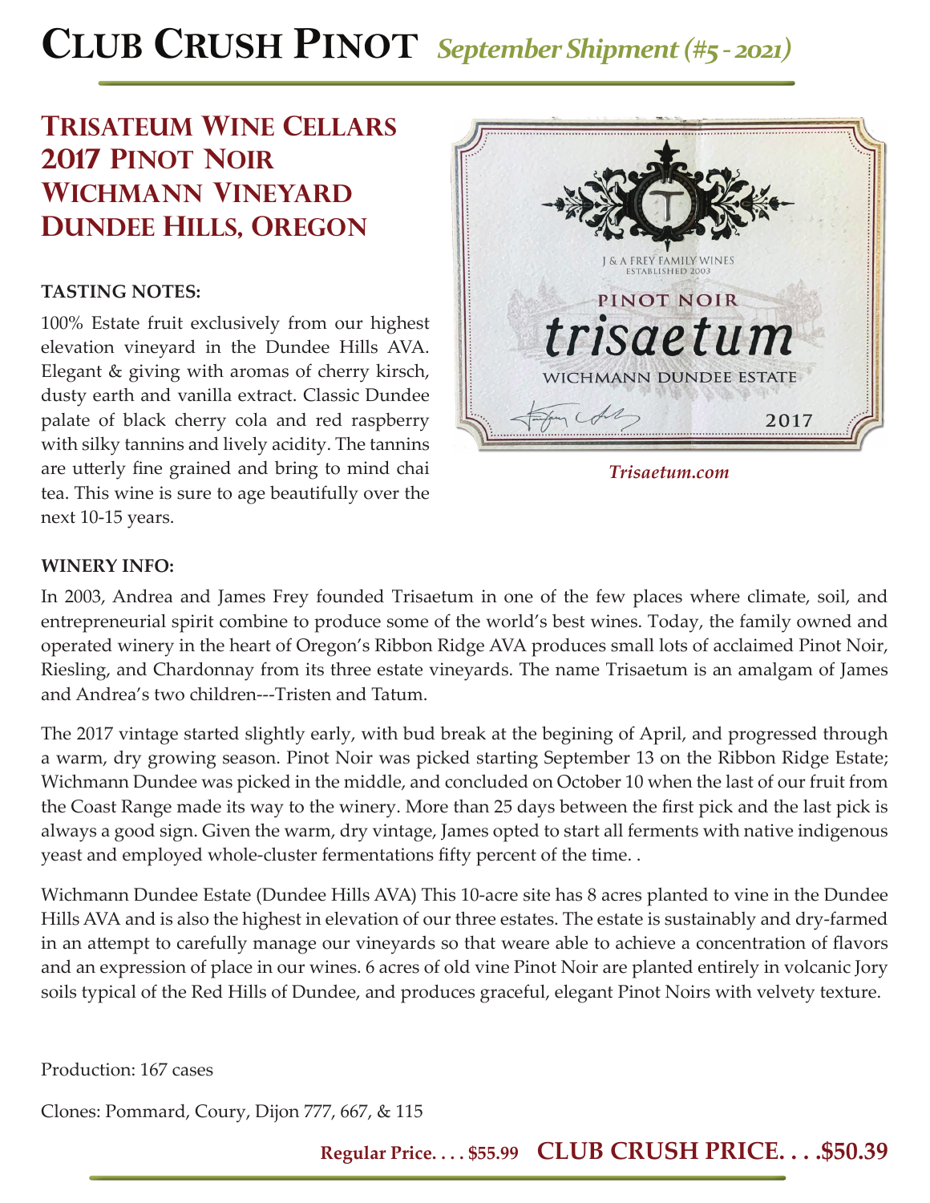# CLUB CRUSH PINOT *September Shipment (#5 - 2021)*

## TRISATEUM WINE CELLARS 2017 PINOT NOIR WICHMANN VINEYARD DUNDEE HILLS, OREGON

**TASTING NOTES:**

100% Estate fruit exclusively from our highest elevation vineyard in the Dundee Hills AVA. Elegant & giving with aromas of cherry kirsch, dusty earth and vanilla extract. Classic Dundee palate of black cherry cola and red raspberry with silky tannins and lively acidity. The tannins are utterly fine grained and bring to mind chai tea. This wine is sure to age beautifully over the next 10-15 years.

J & A FREY FAMILY WINES
ESTABLISHED 2003
PINOT NOIR
trisaetum
WICHMANN DUNDEE ESTATE
2017

*Trisaetum.com*

**WINERY INFO:**

In 2003, Andrea and James Frey founded Trisaetum in one of the few places where climate, soil, and entrepreneurial spirit combine to produce some of the world's best wines. Today, the family owned and operated winery in the heart of Oregon's Ribbon Ridge AVA produces small lots of acclaimed Pinot Noir, Riesling, and Chardonnay from its three estate vineyards. The name Trisaetum is an amalgam of James and Andrea's two children---Tristen and Tatum.

The 2017 vintage started slightly early, with bud break at the begining of April, and progressed through a warm, dry growing season. Pinot Noir was picked starting September 13 on the Ribbon Ridge Estate; Wichmann Dundee was picked in the middle, and concluded on October 10 when the last of our fruit from the Coast Range made its way to the winery. More than 25 days between the first pick and the last pick is always a good sign. Given the warm, dry vintage, James opted to start all ferments with native indigenous yeast and employed whole-cluster fermentations fifty percent of the time. .

Wichmann Dundee Estate (Dundee Hills AVA) This 10-acre site has 8 acres planted to vine in the Dundee Hills AVA and is also the highest in elevation of our three estates. The estate is sustainably and dry-farmed in an attempt to carefully manage our vineyards so that weare able to achieve a concentration of flavors and an expression of place in our wines. 6 acres of old vine Pinot Noir are planted entirely in volcanic Jory soils typical of the Red Hills of Dundee, and produces graceful, elegant Pinot Noirs with velvety texture.

Production: 167 cases

Clones: Pommard, Coury, Dijon 777, 667, & 115

**Regular Price. . . . $55.99** **CLUB CRUSH PRICE. . . .$50.39**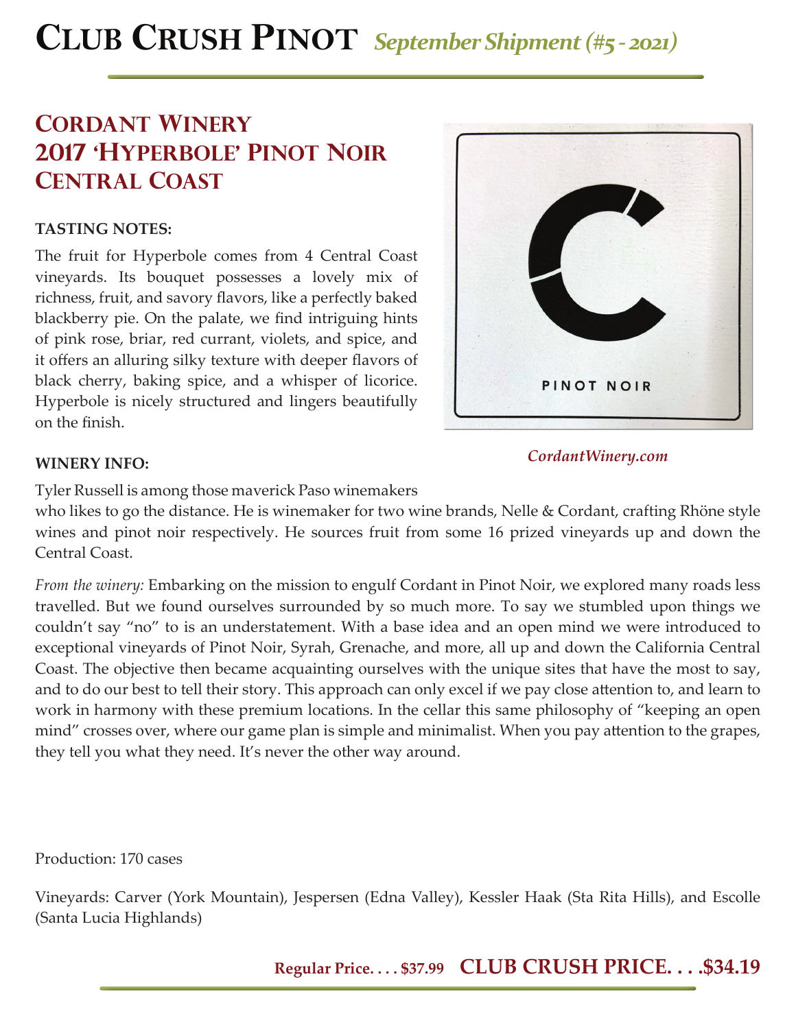# Club Crush Pinot *September Shipment (#5 - 2021)*

## Cordant Winery 2017 'Hyperbole' Pinot Noir Central Coast

**TASTING NOTES:**

The fruit for Hyperbole comes from 4 Central Coast vineyards. Its bouquet possesses a lovely mix of richness, fruit, and savory flavors, like a perfectly baked blackberry pie. On the palate, we find intriguing hints of pink rose, briar, red currant, violets, and spice, and it offers an alluring silky texture with deeper flavors of black cherry, baking spice, and a whisper of licorice. Hyperbole is nicely structured and lingers beautifully on the finish.

C

PINOT NOIR

*CordantWinery.com*

**WINERY INFO:**

Tyler Russell is among those maverick Paso winemakers who likes to go the distance. He is winemaker for two wine brands, Nelle & Cordant, crafting Rhöne style wines and pinot noir respectively. He sources fruit from some 16 prized vineyards up and down the Central Coast.

*From the winery:* Embarking on the mission to engulf Cordant in Pinot Noir, we explored many roads less travelled. But we found ourselves surrounded by so much more. To say we stumbled upon things we couldn't say "no" to is an understatement. With a base idea and an open mind we were introduced to exceptional vineyards of Pinot Noir, Syrah, Grenache, and more, all up and down the California Central Coast. The objective then became acquainting ourselves with the unique sites that have the most to say, and to do our best to tell their story. This approach can only excel if we pay close attention to, and learn to work in harmony with these premium locations. In the cellar this same philosophy of "keeping an open mind" crosses over, where our game plan is simple and minimalist. When you pay attention to the grapes, they tell you what they need. It's never the other way around.

Production: 170 cases

Vineyards: Carver (York Mountain), Jespersen (Edna Valley), Kessler Haak (Sta Rita Hills), and Escolle (Santa Lucia Highlands)

**Regular Price. . . . $37.99** **CLUB CRUSH PRICE. . . .$34.19**